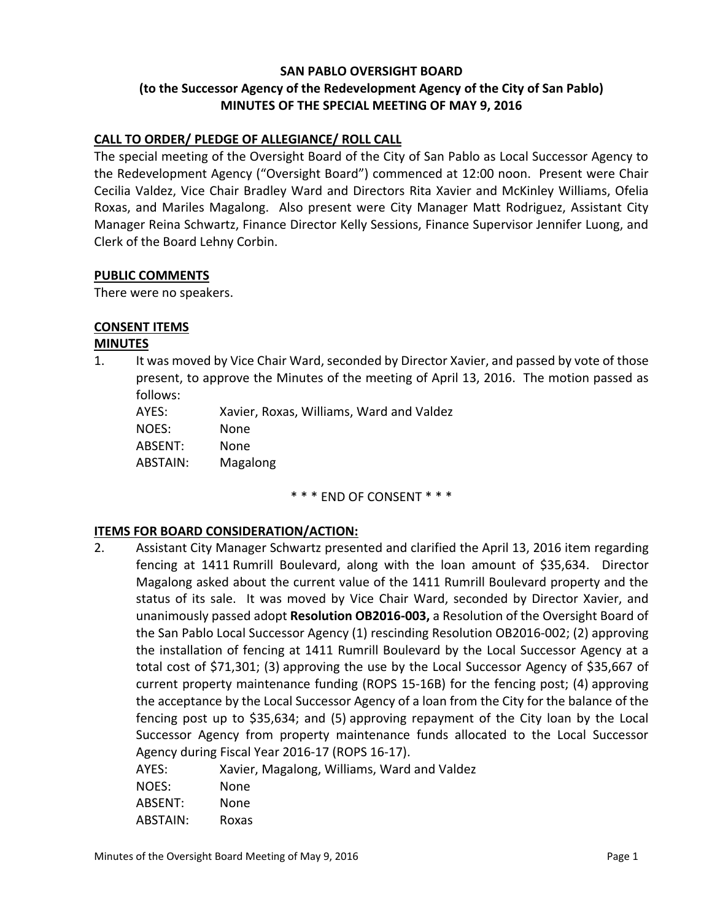# SAN PABLO OVERSIGHT BOARD
## (to the Successor Agency of the Redevelopment Agency of the City of San Pablo)
## MINUTES OF THE SPECIAL MEETING OF MAY 9, 2016

**CALL TO ORDER/ PLEDGE OF ALLEGIANCE/ ROLL CALL**

The special meeting of the Oversight Board of the City of San Pablo as Local Successor Agency to the Redevelopment Agency ("Oversight Board") commenced at 12:00 noon. Present were Chair Cecilia Valdez, Vice Chair Bradley Ward and Directors Rita Xavier and McKinley Williams, Ofelia Roxas, and Mariles Magalong. Also present were City Manager Matt Rodriguez, Assistant City Manager Reina Schwartz, Finance Director Kelly Sessions, Finance Supervisor Jennifer Luong, and Clerk of the Board Lehny Corbin.

**PUBLIC COMMENTS**

There were no speakers.

**CONSENT ITEMS**

**MINUTES**

1. It was moved by Vice Chair Ward, seconded by Director Xavier, and passed by vote of those present, to approve the Minutes of the meeting of April 13, 2016. The motion passed as follows:

   AYES: Xavier, Roxas, Williams, Ward and Valdez
   NOES: None
   ABSENT: None
   ABSTAIN: Magalong

\* \* \* END OF CONSENT \* \* \*

**ITEMS FOR BOARD CONSIDERATION/ACTION:**

2. Assistant City Manager Schwartz presented and clarified the April 13, 2016 item regarding fencing at 1411 Rumrill Boulevard, along with the loan amount of $35,634. Director Magalong asked about the current value of the 1411 Rumrill Boulevard property and the status of its sale. It was moved by Vice Chair Ward, seconded by Director Xavier, and unanimously passed adopt **Resolution OB2016-003,** a Resolution of the Oversight Board of the San Pablo Local Successor Agency (1) rescinding Resolution OB2016-002; (2) approving the installation of fencing at 1411 Rumrill Boulevard by the Local Successor Agency at a total cost of $71,301; (3) approving the use by the Local Successor Agency of $35,667 of current property maintenance funding (ROPS 15-16B) for the fencing post; (4) approving the acceptance by the Local Successor Agency of a loan from the City for the balance of the fencing post up to $35,634; and (5) approving repayment of the City loan by the Local Successor Agency from property maintenance funds allocated to the Local Successor Agency during Fiscal Year 2016-17 (ROPS 16-17).

   AYES: Xavier, Magalong, Williams, Ward and Valdez
   NOES: None
   ABSENT: None
   ABSTAIN: Roxas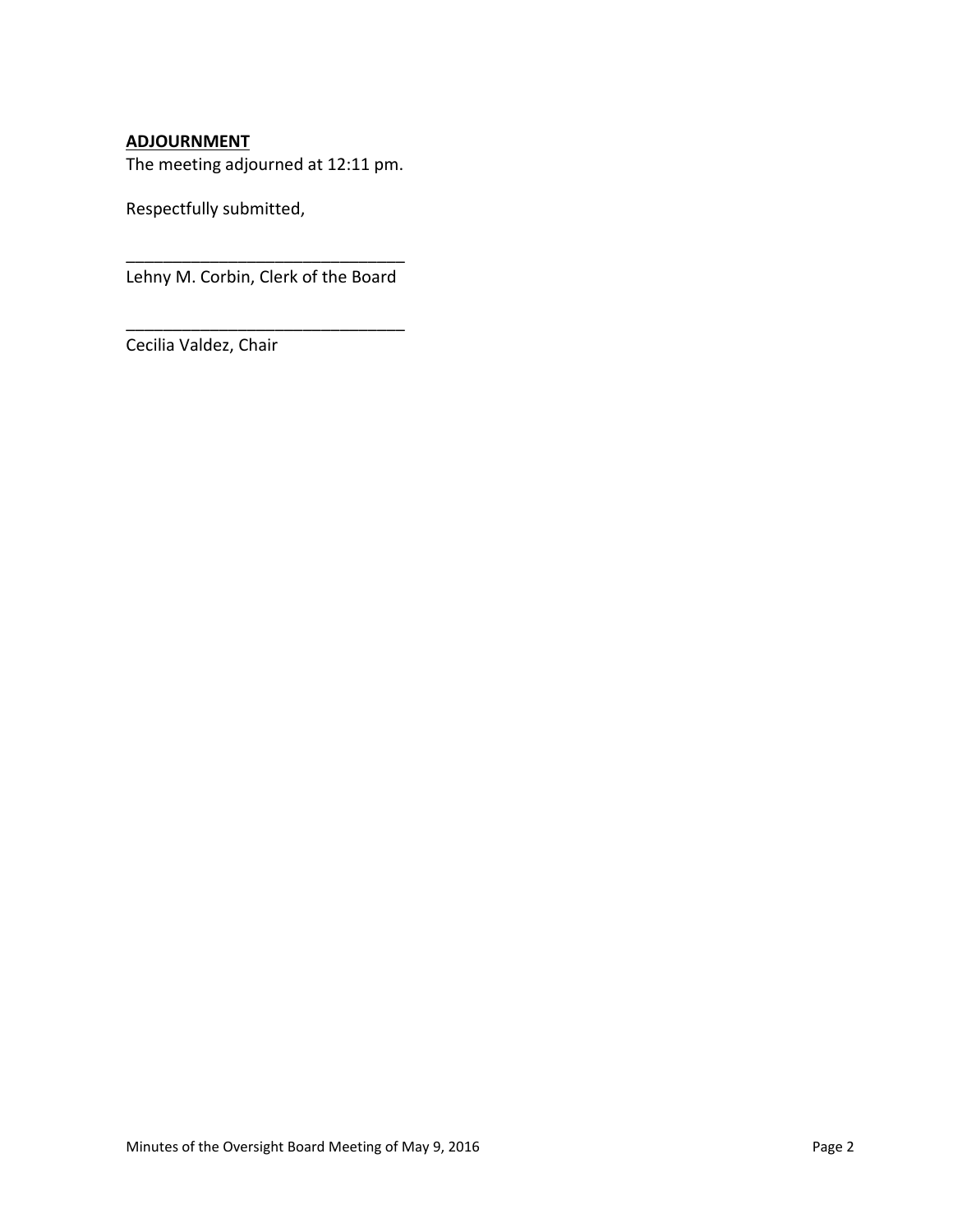**ADJOURNMENT**

The meeting adjourned at 12:11 pm.

Respectfully submitted,

_____________________________
Lehny M. Corbin, Clerk of the Board

_____________________________
Cecilia Valdez, Chair